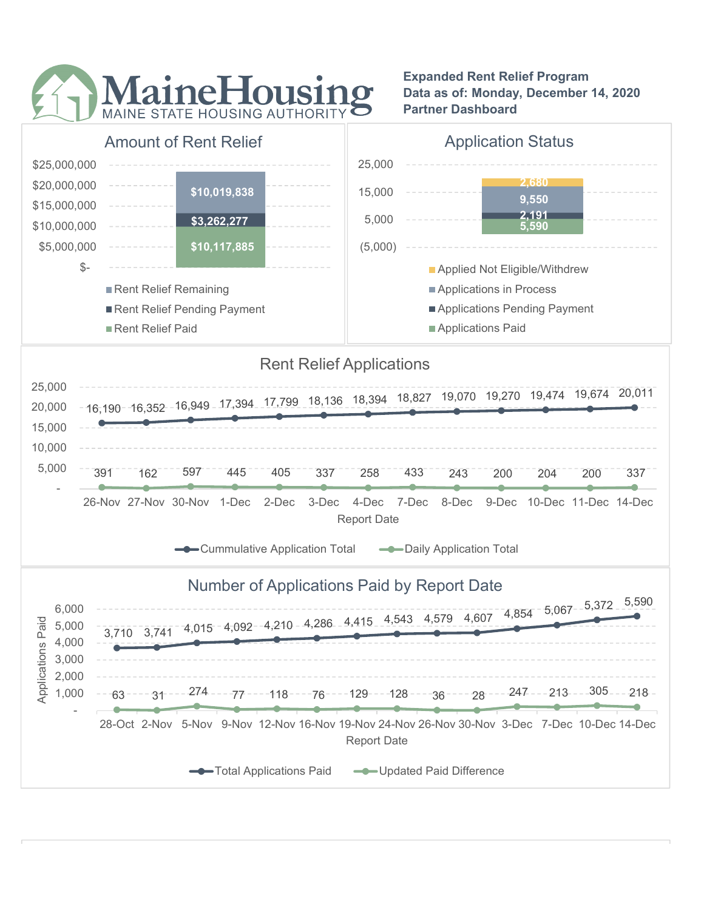# MaineHousing

MAINE STATE HOUSING AUTHORITY

**Expanded Rent Relief Program**
**Data as of: Monday, December 14, 2020**
**Partner Dashboard**

## Amount of Rent Relief

| Category | Amount |
|---|---|
| Rent Relief Remaining | $10,019,838 |
| Rent Relief Pending Payment | $3,262,277 |
| Rent Relief Paid | $10,117,885 |

## Application Status

| Category | Count |
|---|---|
| Applied Not Eligible/Withdrew | 2,680 |
| Applications in Process | 9,550 |
| Applications Pending Payment | 2,191 |
| Applications Paid | 5,590 |

## Rent Relief Applications

| Report Date | Cummulative Application Total | Daily Application Total |
|---|---|---|
| 26-Nov | 16,190 | 391 |
| 27-Nov | 16,352 | 162 |
| 30-Nov | 16,949 | 597 |
| 1-Dec | 17,394 | 445 |
| 2-Dec | 17,799 | 405 |
| 3-Dec | 18,136 | 337 |
| 4-Dec | 18,394 | 258 |
| 7-Dec | 18,827 | 433 |
| 8-Dec | 19,070 | 243 |
| 9-Dec | 19,270 | 200 |
| 10-Dec | 19,474 | 204 |
| 11-Dec | 19,674 | 200 |
| 14-Dec | 20,011 | 337 |

## Number of Applications Paid by Report Date

| Report Date | Total Applications Paid | Updated Paid Difference |
|---|---|---|
| 28-Oct | 3,710 | 63 |
| 2-Nov | 3,741 | 31 |
| 5-Nov | 4,015 | 274 |
| 9-Nov | 4,092 | 77 |
| 12-Nov | 4,210 | 118 |
| 16-Nov | 4,286 | 76 |
| 19-Nov | 4,415 | 129 |
| 24-Nov | 4,543 | 128 |
| 26-Nov | 4,579 | 36 |
| 30-Nov | 4,607 | 28 |
| 3-Dec | 4,854 | 247 |
| 7-Dec | 5,067 | 213 |
| 10-Dec | 5,372 | 305 |
| 14-Dec | 5,590 | 218 |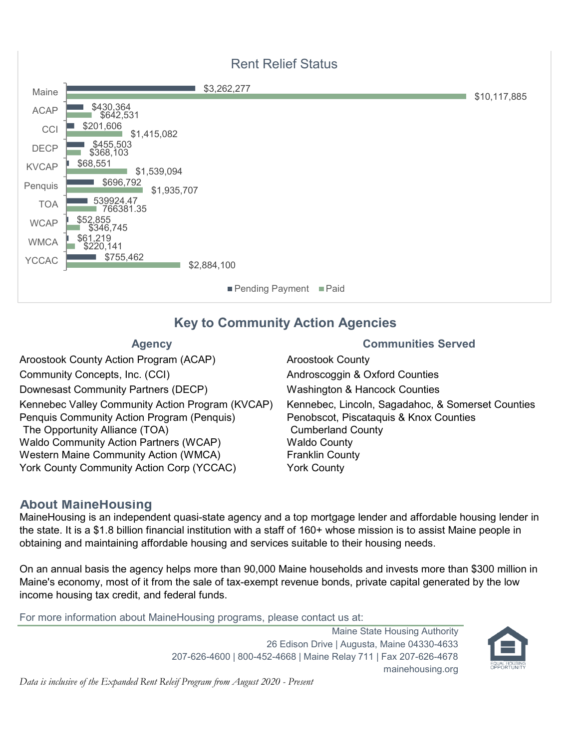Rent Relief Status

Maine $3,262,277 $10,117,885
ACAP $430,364 $642,531
CCI $201,606 $1,415,082
DECP $455,503 $368,103
KVCAP $68,551 $1,539,094
Penquis $696,792 $1,935,707
TOA 539924.47 766381.35
WCAP $52,855 $346,745
WMCA $61,219 $220,141
YCCAC $755,462 $2,884,100

Pending Payment   Paid

## Key to Community Action Agencies

| Agency | Communities Served |
|---|---|
| Aroostook County Action Program (ACAP) | Aroostook County |
| Community Concepts, Inc. (CCI) | Androscoggin & Oxford Counties |
| Downesast Community Partners (DECP) | Washington & Hancock Counties |
| Kennebec Valley Community Action Program (KVCAP) | Kennebec, Lincoln, Sagadahoc, & Somerset Counties |
| Penquis Community Action Program (Penquis) | Penobscot, Piscataquis & Knox Counties |
| The Opportunity Alliance (TOA) | Cumberland County |
| Waldo Community Action Partners (WCAP) | Waldo County |
| Western Maine Community Action (WMCA) | Franklin County |
| York County Community Action Corp (YCCAC) | York County |

### About MaineHousing

MaineHousing is an independent quasi-state agency and a top mortgage lender and affordable housing lender in the state. It is a $1.8 billion financial institution with a staff of 160+ whose mission is to assist Maine people in obtaining and maintaining affordable housing and services suitable to their housing needs.

On an annual basis the agency helps more than 90,000 Maine households and invests more than $300 million in Maine's economy, most of it from the sale of tax-exempt revenue bonds, private capital generated by the low income housing tax credit, and federal funds.

For more information about MaineHousing programs, please contact us at:

Maine State Housing Authority
26 Edison Drive | Augusta, Maine 04330-4633
207-626-4600 | 800-452-4668 | Maine Relay 711 | Fax 207-626-4678
mainehousing.org

EQUAL HOUSING OPPORTUNITY

*Data is inclusive of the Expanded Rent Releif Program from August 2020 - Present*